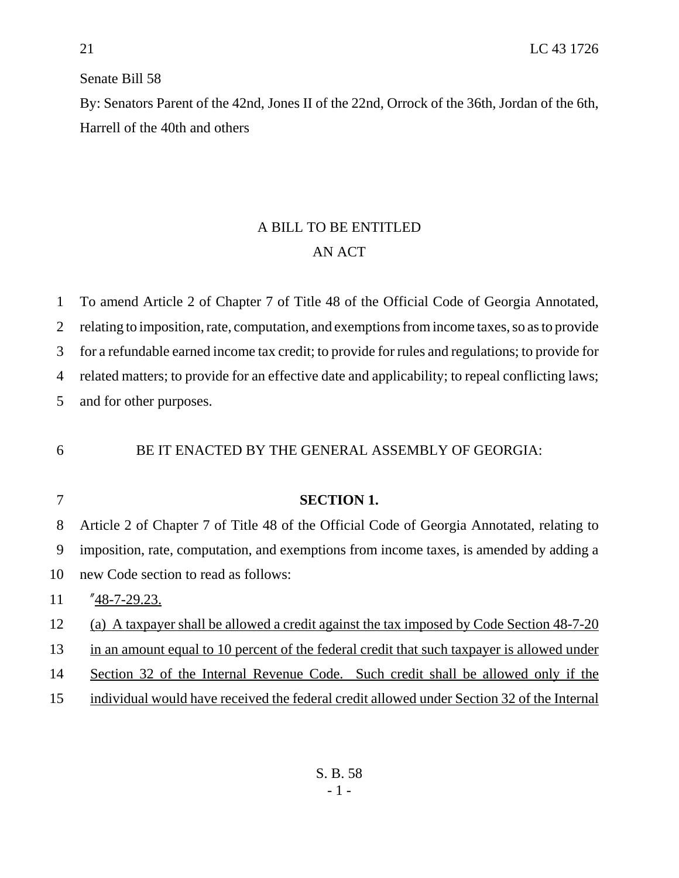21 LC 43 1726

Senate Bill 58

By: Senators Parent of the 42nd, Jones II of the 22nd, Orrock of the 36th, Jordan of the 6th, Harrell of the 40th and others

## A BILL TO BE ENTITLED
## AN ACT

To amend Article 2 of Chapter 7 of Title 48 of the Official Code of Georgia Annotated, relating to imposition, rate, computation, and exemptions from income taxes, so as to provide for a refundable earned income tax credit; to provide for rules and regulations; to provide for related matters; to provide for an effective date and applicability; to repeal conflicting laws; and for other purposes.

BE IT ENACTED BY THE GENERAL ASSEMBLY OF GEORGIA:

**SECTION 1.**

Article 2 of Chapter 7 of Title 48 of the Official Code of Georgia Annotated, relating to imposition, rate, computation, and exemptions from income taxes, is amended by adding a new Code section to read as follows:

"48-7-29.23.

(a) A taxpayer shall be allowed a credit against the tax imposed by Code Section 48-7-20 in an amount equal to 10 percent of the federal credit that such taxpayer is allowed under Section 32 of the Internal Revenue Code. Such credit shall be allowed only if the individual would have received the federal credit allowed under Section 32 of the Internal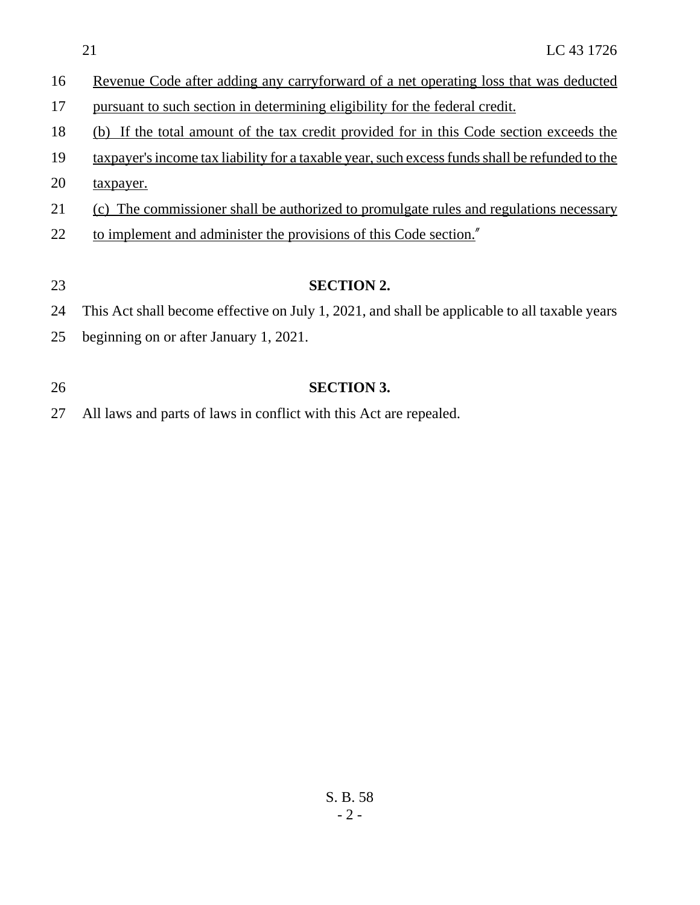Revenue Code after adding any carryforward of a net operating loss that was deducted pursuant to such section in determining eligibility for the federal credit.

(b) If the total amount of the tax credit provided for in this Code section exceeds the taxpayer's income tax liability for a taxable year, such excess funds shall be refunded to the taxpayer.

(c) The commissioner shall be authorized to promulgate rules and regulations necessary to implement and administer the provisions of this Code section."

**SECTION 2.**

This Act shall become effective on July 1, 2021, and shall be applicable to all taxable years beginning on or after January 1, 2021.

**SECTION 3.**

All laws and parts of laws in conflict with this Act are repealed.